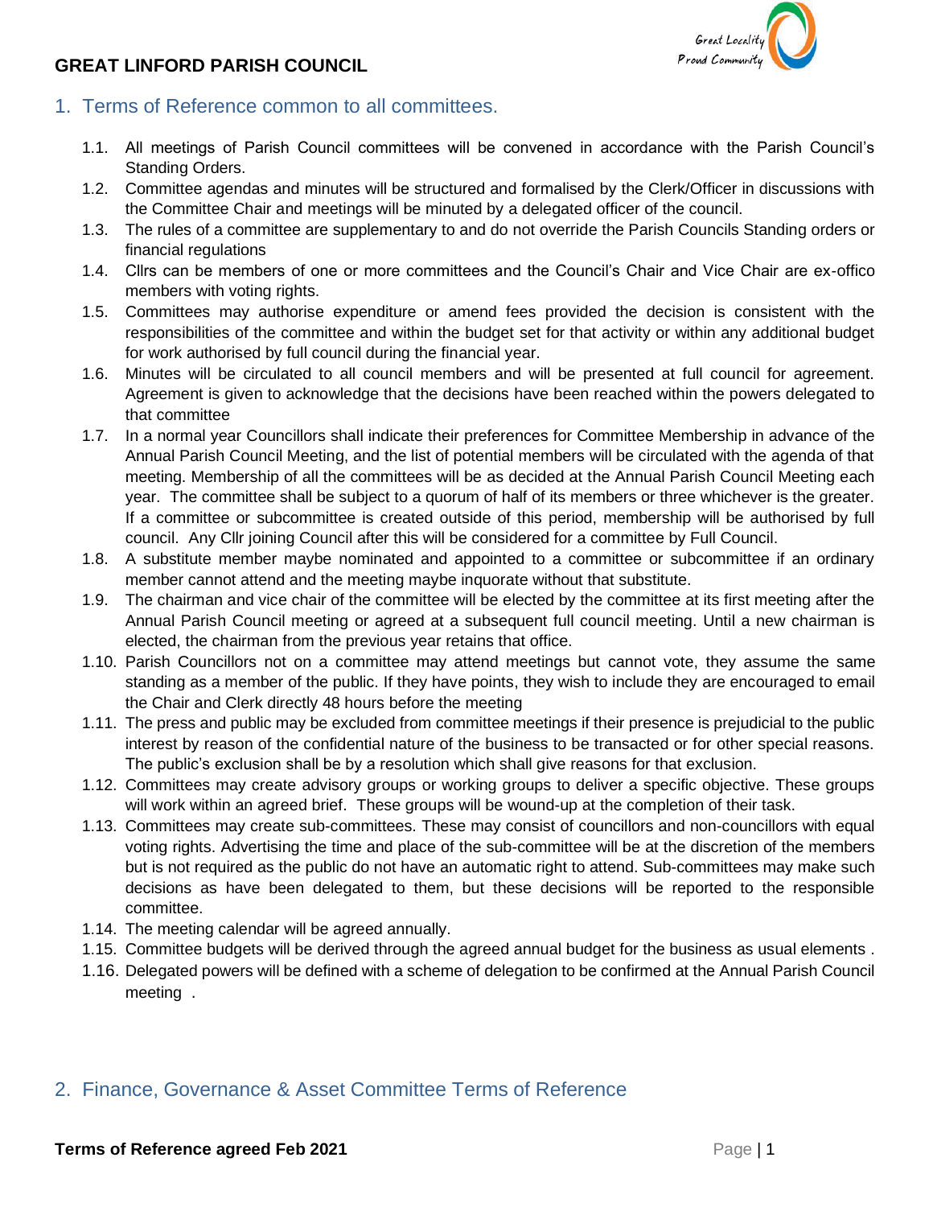**GREAT LINFORD PARISH COUNCIL**

## 1. Terms of Reference common to all committees.

1.1. All meetings of Parish Council committees will be convened in accordance with the Parish Council's Standing Orders.

1.2. Committee agendas and minutes will be structured and formalised by the Clerk/Officer in discussions with the Committee Chair and meetings will be minuted by a delegated officer of the council.

1.3. The rules of a committee are supplementary to and do not override the Parish Councils Standing orders or financial regulations

1.4. Cllrs can be members of one or more committees and the Council's Chair and Vice Chair are ex-offico members with voting rights.

1.5. Committees may authorise expenditure or amend fees provided the decision is consistent with the responsibilities of the committee and within the budget set for that activity or within any additional budget for work authorised by full council during the financial year.

1.6. Minutes will be circulated to all council members and will be presented at full council for agreement. Agreement is given to acknowledge that the decisions have been reached within the powers delegated to that committee

1.7. In a normal year Councillors shall indicate their preferences for Committee Membership in advance of the Annual Parish Council Meeting, and the list of potential members will be circulated with the agenda of that meeting. Membership of all the committees will be as decided at the Annual Parish Council Meeting each year. The committee shall be subject to a quorum of half of its members or three whichever is the greater. If a committee or subcommittee is created outside of this period, membership will be authorised by full council. Any Cllr joining Council after this will be considered for a committee by Full Council.

1.8. A substitute member maybe nominated and appointed to a committee or subcommittee if an ordinary member cannot attend and the meeting maybe inquorate without that substitute.

1.9. The chairman and vice chair of the committee will be elected by the committee at its first meeting after the Annual Parish Council meeting or agreed at a subsequent full council meeting. Until a new chairman is elected, the chairman from the previous year retains that office.

1.10. Parish Councillors not on a committee may attend meetings but cannot vote, they assume the same standing as a member of the public. If they have points, they wish to include they are encouraged to email the Chair and Clerk directly 48 hours before the meeting

1.11. The press and public may be excluded from committee meetings if their presence is prejudicial to the public interest by reason of the confidential nature of the business to be transacted or for other special reasons. The public's exclusion shall be by a resolution which shall give reasons for that exclusion.

1.12. Committees may create advisory groups or working groups to deliver a specific objective. These groups will work within an agreed brief. These groups will be wound-up at the completion of their task.

1.13. Committees may create sub-committees. These may consist of councillors and non-councillors with equal voting rights. Advertising the time and place of the sub-committee will be at the discretion of the members but is not required as the public do not have an automatic right to attend. Sub-committees may make such decisions as have been delegated to them, but these decisions will be reported to the responsible committee.

1.14. The meeting calendar will be agreed annually.

1.15. Committee budgets will be derived through the agreed annual budget for the business as usual elements .

1.16. Delegated powers will be defined with a scheme of delegation to be confirmed at the Annual Parish Council meeting .

## 2. Finance, Governance & Asset Committee Terms of Reference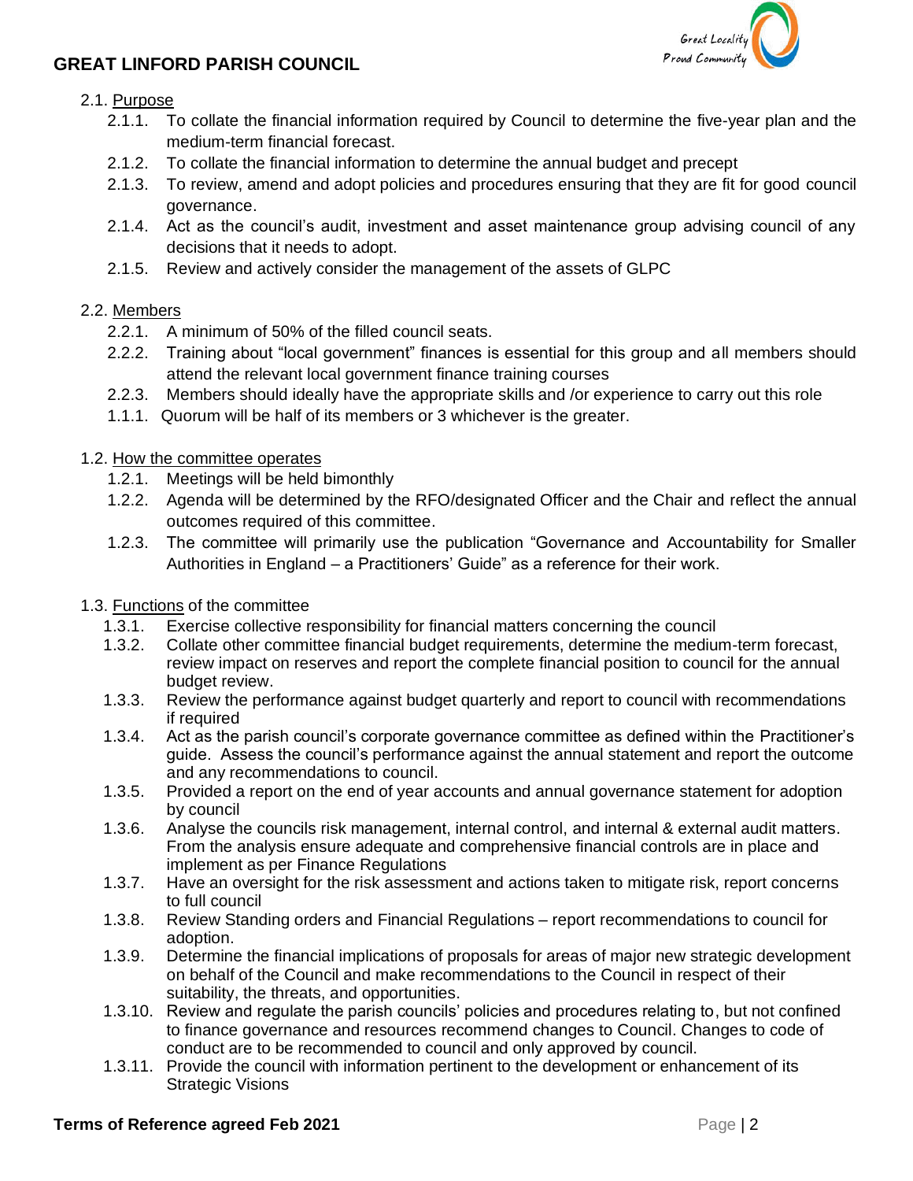2.1. <u>Purpose</u>

- 2.1.1. To collate the financial information required by Council to determine the five-year plan and the medium-term financial forecast.
- 2.1.2. To collate the financial information to determine the annual budget and precept
- 2.1.3. To review, amend and adopt policies and procedures ensuring that they are fit for good council governance.
- 2.1.4. Act as the council's audit, investment and asset maintenance group advising council of any decisions that it needs to adopt.
- 2.1.5. Review and actively consider the management of the assets of GLPC

2.2. <u>Members</u>

- 2.2.1. A minimum of 50% of the filled council seats.
- 2.2.2. Training about "local government" finances is essential for this group and all members should attend the relevant local government finance training courses
- 2.2.3. Members should ideally have the appropriate skills and /or experience to carry out this role
- 1.1.1. Quorum will be half of its members or 3 whichever is the greater.

1.2. <u>How the committee operates</u>

- 1.2.1. Meetings will be held bimonthly
- 1.2.2. Agenda will be determined by the RFO/designated Officer and the Chair and reflect the annual outcomes required of this committee.
- 1.2.3. The committee will primarily use the publication "Governance and Accountability for Smaller Authorities in England – a Practitioners' Guide" as a reference for their work.

1.3. <u>Functions</u> of the committee

- 1.3.1. Exercise collective responsibility for financial matters concerning the council
- 1.3.2. Collate other committee financial budget requirements, determine the medium-term forecast, review impact on reserves and report the complete financial position to council for the annual budget review.
- 1.3.3. Review the performance against budget quarterly and report to council with recommendations if required
- 1.3.4. Act as the parish council's corporate governance committee as defined within the Practitioner's guide. Assess the council's performance against the annual statement and report the outcome and any recommendations to council.
- 1.3.5. Provided a report on the end of year accounts and annual governance statement for adoption by council
- 1.3.6. Analyse the councils risk management, internal control, and internal & external audit matters. From the analysis ensure adequate and comprehensive financial controls are in place and implement as per Finance Regulations
- 1.3.7. Have an oversight for the risk assessment and actions taken to mitigate risk, report concerns to full council
- 1.3.8. Review Standing orders and Financial Regulations – report recommendations to council for adoption.
- 1.3.9. Determine the financial implications of proposals for areas of major new strategic development on behalf of the Council and make recommendations to the Council in respect of their suitability, the threats, and opportunities.
- 1.3.10. Review and regulate the parish councils' policies and procedures relating to, but not confined to finance governance and resources recommend changes to Council. Changes to code of conduct are to be recommended to council and only approved by council.
- 1.3.11. Provide the council with information pertinent to the development or enhancement of its Strategic Visions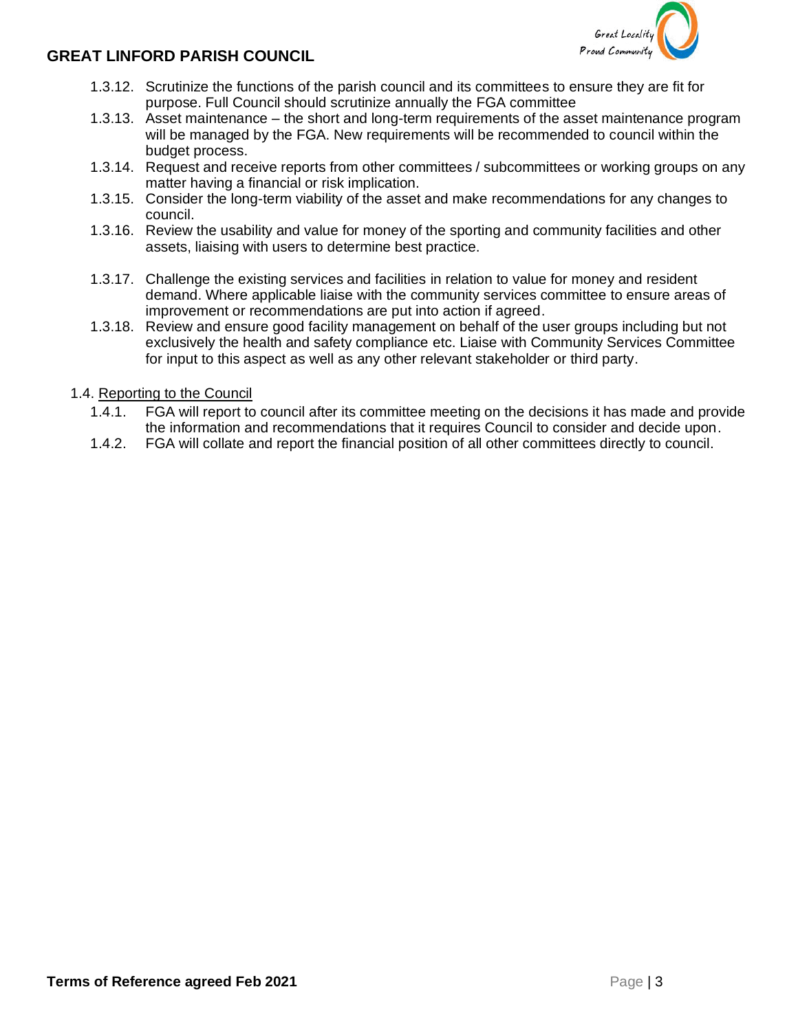1.3.12. Scrutinize the functions of the parish council and its committees to ensure they are fit for purpose. Full Council should scrutinize annually the FGA committee

1.3.13. Asset maintenance – the short and long-term requirements of the asset maintenance program will be managed by the FGA. New requirements will be recommended to council within the budget process.

1.3.14. Request and receive reports from other committees / subcommittees or working groups on any matter having a financial or risk implication.

1.3.15. Consider the long-term viability of the asset and make recommendations for any changes to council.

1.3.16. Review the usability and value for money of the sporting and community facilities and other assets, liaising with users to determine best practice.

1.3.17. Challenge the existing services and facilities in relation to value for money and resident demand. Where applicable liaise with the community services committee to ensure areas of improvement or recommendations are put into action if agreed.

1.3.18. Review and ensure good facility management on behalf of the user groups including but not exclusively the health and safety compliance etc. Liaise with Community Services Committee for input to this aspect as well as any other relevant stakeholder or third party.

1.4. Reporting to the Council

1.4.1. FGA will report to council after its committee meeting on the decisions it has made and provide the information and recommendations that it requires Council to consider and decide upon.

1.4.2. FGA will collate and report the financial position of all other committees directly to council.